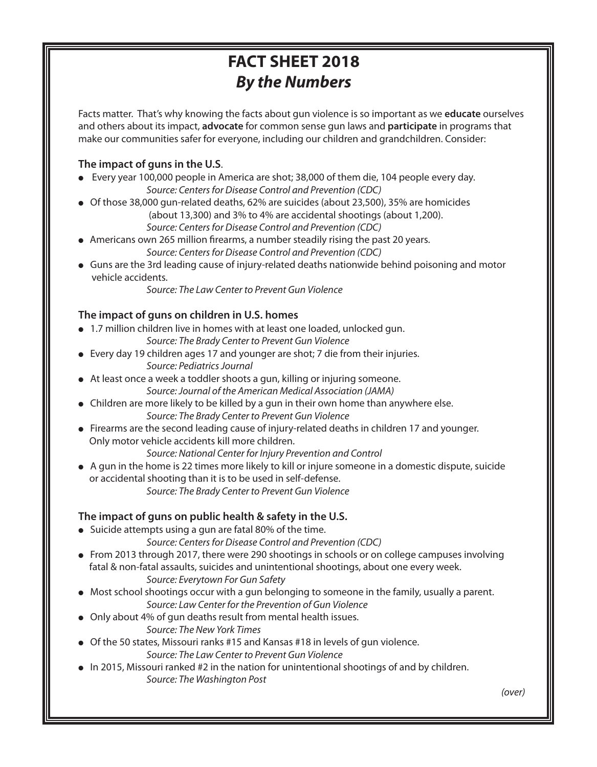# FACT SHEET 2018

## *By the Numbers*

Facts matter. That's why knowing the facts about gun violence is so important as we **educate** ourselves and others about its impact, **advocate** for common sense gun laws and **participate** in programs that make our communities safer for everyone, including our children and grandchildren. Consider:

### The impact of guns in the U.S.

- Every year 100,000 people in America are shot; 38,000 of them die, 104 people every day.
  *Source: Centers for Disease Control and Prevention (CDC)*
- Of those 38,000 gun-related deaths, 62% are suicides (about 23,500), 35% are homicides (about 13,300) and 3% to 4% are accidental shootings (about 1,200).
  *Source: Centers for Disease Control and Prevention (CDC)*
- Americans own 265 million firearms, a number steadily rising the past 20 years.
  *Source: Centers for Disease Control and Prevention (CDC)*
- Guns are the 3rd leading cause of injury-related deaths nationwide behind poisoning and motor vehicle accidents.
  *Source: The Law Center to Prevent Gun Violence*

### The impact of guns on children in U.S. homes

- 1.7 million children live in homes with at least one loaded, unlocked gun.
  *Source: The Brady Center to Prevent Gun Violence*
- Every day 19 children ages 17 and younger are shot; 7 die from their injuries.
  *Source: Pediatrics Journal*
- At least once a week a toddler shoots a gun, killing or injuring someone.
  *Source: Journal of the American Medical Association (JAMA)*
- Children are more likely to be killed by a gun in their own home than anywhere else.
  *Source: The Brady Center to Prevent Gun Violence*
- Firearms are the second leading cause of injury-related deaths in children 17 and younger. Only motor vehicle accidents kill more children.
  *Source: National Center for Injury Prevention and Control*
- A gun in the home is 22 times more likely to kill or injure someone in a domestic dispute, suicide or accidental shooting than it is to be used in self-defense.
  *Source: The Brady Center to Prevent Gun Violence*

### The impact of guns on public health & safety in the U.S.

- Suicide attempts using a gun are fatal 80% of the time.
  *Source: Centers for Disease Control and Prevention (CDC)*
- From 2013 through 2017, there were 290 shootings in schools or on college campuses involving fatal & non-fatal assaults, suicides and unintentional shootings, about one every week.
  *Source: Everytown For Gun Safety*
- Most school shootings occur with a gun belonging to someone in the family, usually a parent.
  *Source: Law Center for the Prevention of Gun Violence*
- Only about 4% of gun deaths result from mental health issues.
  *Source: The New York Times*
- Of the 50 states, Missouri ranks #15 and Kansas #18 in levels of gun violence.
  *Source: The Law Center to Prevent Gun Violence*
- In 2015, Missouri ranked #2 in the nation for unintentional shootings of and by children.
  *Source: The Washington Post*

*(over)*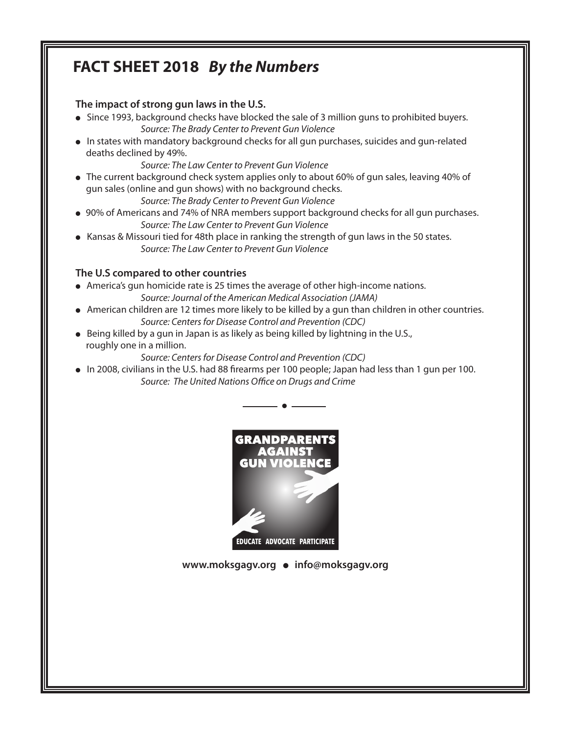# FACT SHEET 2018 *By the Numbers*

### The impact of strong gun laws in the U.S.

- Since 1993, background checks have blocked the sale of 3 million guns to prohibited buyers.
  *Source: The Brady Center to Prevent Gun Violence*
- In states with mandatory background checks for all gun purchases, suicides and gun-related deaths declined by 49%.
  *Source: The Law Center to Prevent Gun Violence*
- The current background check system applies only to about 60% of gun sales, leaving 40% of gun sales (online and gun shows) with no background checks.
  *Source: The Brady Center to Prevent Gun Violence*
- 90% of Americans and 74% of NRA members support background checks for all gun purchases.
  *Source: The Law Center to Prevent Gun Violence*
- Kansas & Missouri tied for 48th place in ranking the strength of gun laws in the 50 states.
  *Source: The Law Center to Prevent Gun Violence*

### The U.S compared to other countries

- America's gun homicide rate is 25 times the average of other high-income nations.
  *Source: Journal of the American Medical Association (JAMA)*
- American children are 12 times more likely to be killed by a gun than children in other countries.
  *Source: Centers for Disease Control and Prevention (CDC)*
- Being killed by a gun in Japan is as likely as being killed by lightning in the U.S., roughly one in a million.
  *Source: Centers for Disease Control and Prevention (CDC)*
- In 2008, civilians in the U.S. had 88 firearms per 100 people; Japan had less than 1 gun per 100.
  *Source: The United Nations Office on Drugs and Crime*

GRANDPARENTS AGAINST GUN VIOLENCE

EDUCATE ADVOCATE PARTICIPATE

**www.moksgagv.org • info@moksgagv.org**